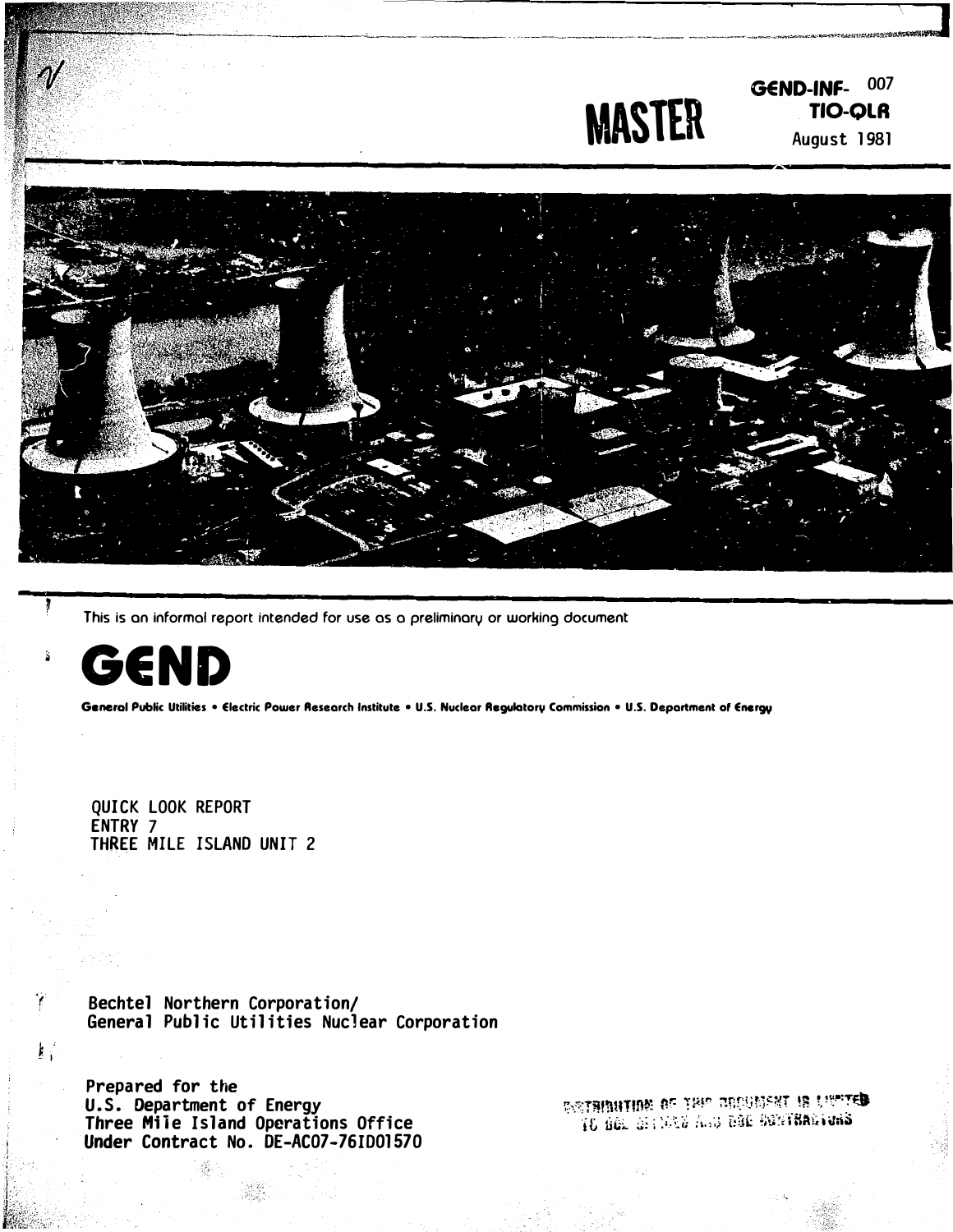MASTER

GEND-INF- 007
TIO-QLR
August 1981

This is an informal report intended for use as a preliminary or working document

# GEND

General Public Utilities • Electric Power Research Institute • U.S. Nuclear Regulatory Commission • U.S. Department of Energy

QUICK LOOK REPORT
ENTRY 7
THREE MILE ISLAND UNIT 2

Bechtel Northern Corporation/
General Public Utilities Nuclear Corporation

Prepared for the
U.S. Department of Energy
Three Mile Island Operations Office
Under Contract No. DE-AC07-76ID01570

DISTRIBUTION OF THIS DOCUMENT IS LIMITED TO DOE OFFICES AND DOE CONTRACTORS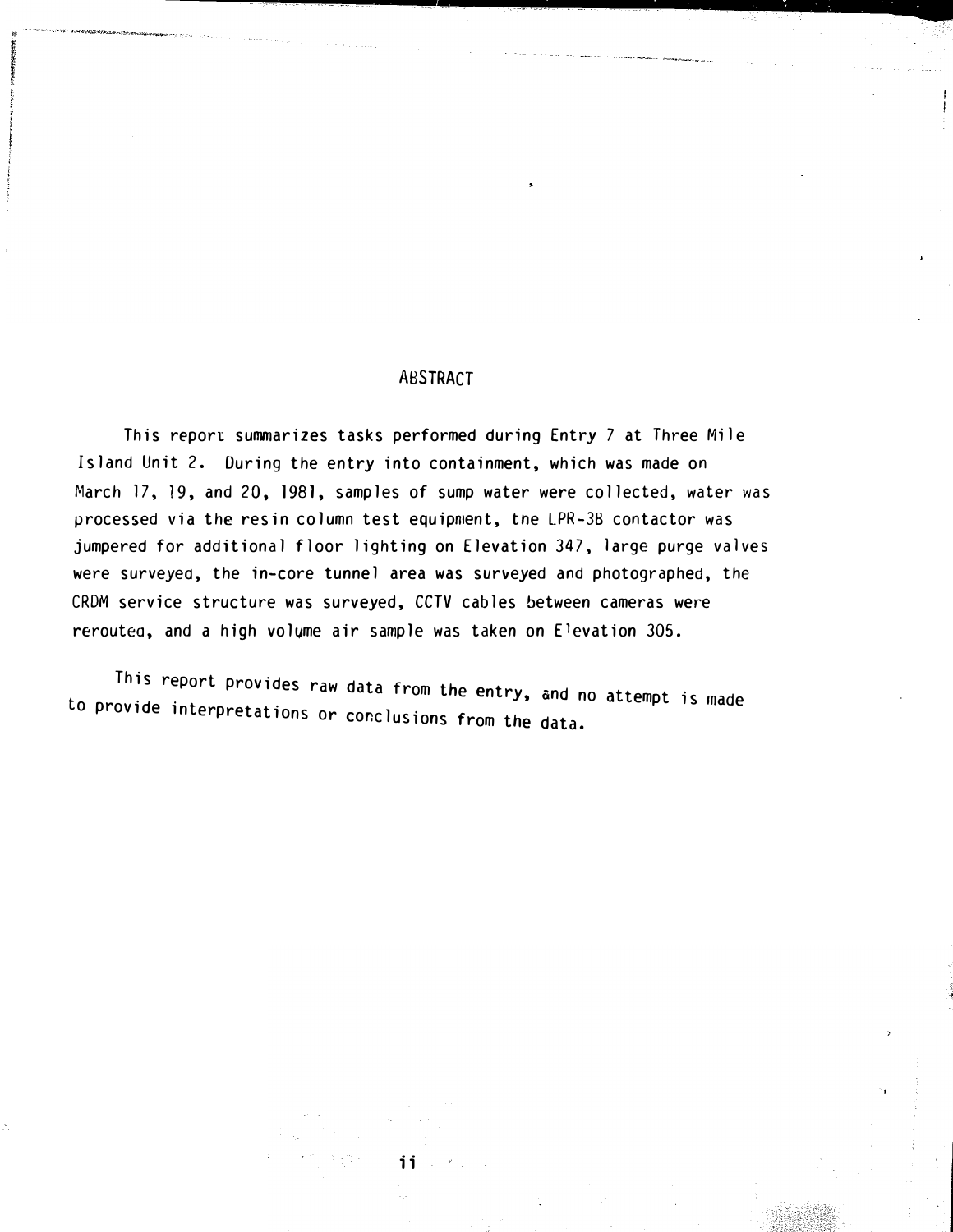# ABSTRACT

This report summarizes tasks performed during Entry 7 at Three Mile Island Unit 2. During the entry into containment, which was made on March 17, 19, and 20, 1981, samples of sump water were collected, water was processed via the resin column test equipment, the LPR-3B contactor was jumpered for additional floor lighting on Elevation 347, large purge valves were surveyed, the in-core tunnel area was surveyed and photographed, the CRDM service structure was surveyed, CCTV cables between cameras were rerouted, and a high volume air sample was taken on Elevation 305.

This report provides raw data from the entry, and no attempt is made to provide interpretations or conclusions from the data.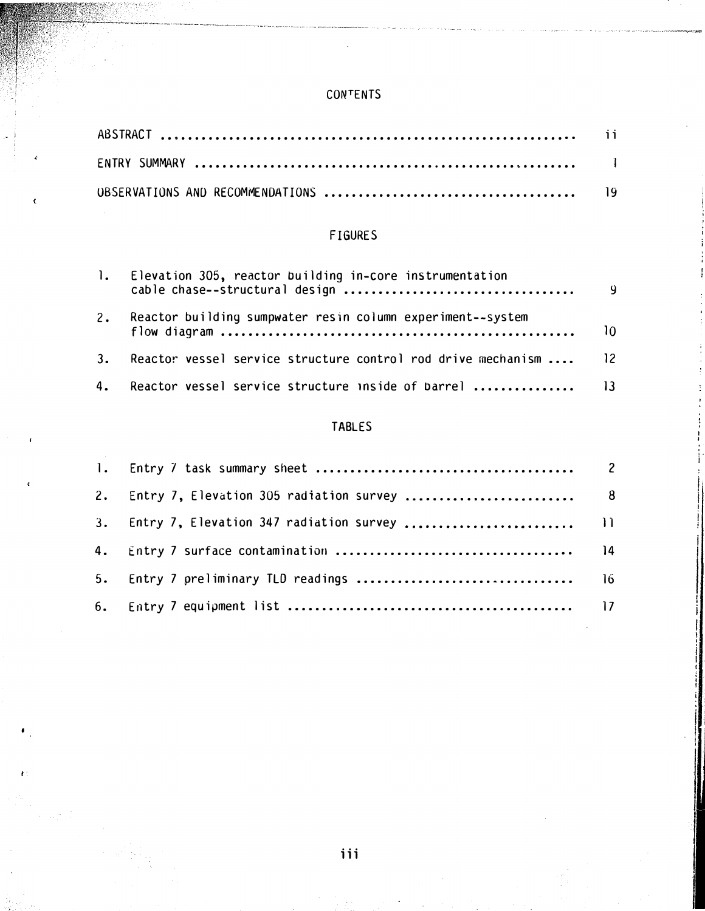# CONTENTS

ABSTRACT ............................................................ ii

ENTRY SUMMARY ........................................................ 1

OBSERVATIONS AND RECOMMENDATIONS ..................................... 19

## FIGURES

1. Elevation 305, reactor building in-core instrumentation cable chase--structural design .................................. 9
2. Reactor building sumpwater resin column experiment--system flow diagram .................................................... 10
3. Reactor vessel service structure control rod drive mechanism .... 12
4. Reactor vessel service structure inside of barrel ............... 13

## TABLES

1. Entry 7 task summary sheet ...................................... 2
2. Entry 7, Elevation 305 radiation survey ......................... 8
3. Entry 7, Elevation 347 radiation survey ......................... 11
4. Entry 7 surface contamination ................................... 14
5. Entry 7 preliminary TLD readings ................................ 16
6. Entry 7 equipment list .......................................... 17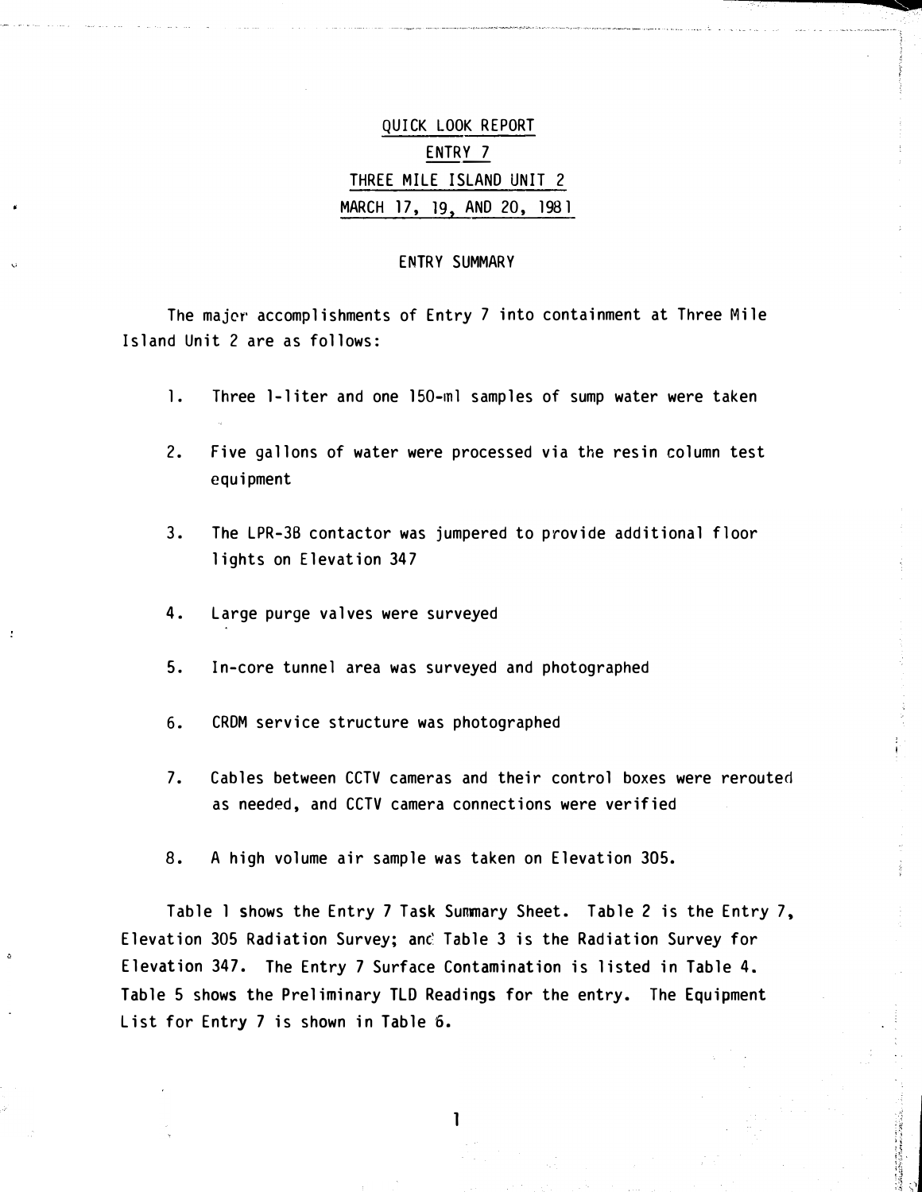# QUICK LOOK REPORT

## ENTRY 7

## THREE MILE ISLAND UNIT 2

## MARCH 17, 19, AND 20, 1981

### ENTRY SUMMARY

The major accomplishments of Entry 7 into containment at Three Mile Island Unit 2 are as follows:

1. Three 1-liter and one 150-ml samples of sump water were taken
2. Five gallons of water were processed via the resin column test equipment
3. The LPR-3B contactor was jumpered to provide additional floor lights on Elevation 347
4. Large purge valves were surveyed
5. In-core tunnel area was surveyed and photographed
6. CRDM service structure was photographed
7. Cables between CCTV cameras and their control boxes were rerouted as needed, and CCTV camera connections were verified
8. A high volume air sample was taken on Elevation 305.

Table 1 shows the Entry 7 Task Summary Sheet. Table 2 is the Entry 7, Elevation 305 Radiation Survey; and Table 3 is the Radiation Survey for Elevation 347. The Entry 7 Surface Contamination is listed in Table 4. Table 5 shows the Preliminary TLD Readings for the entry. The Equipment List for Entry 7 is shown in Table 6.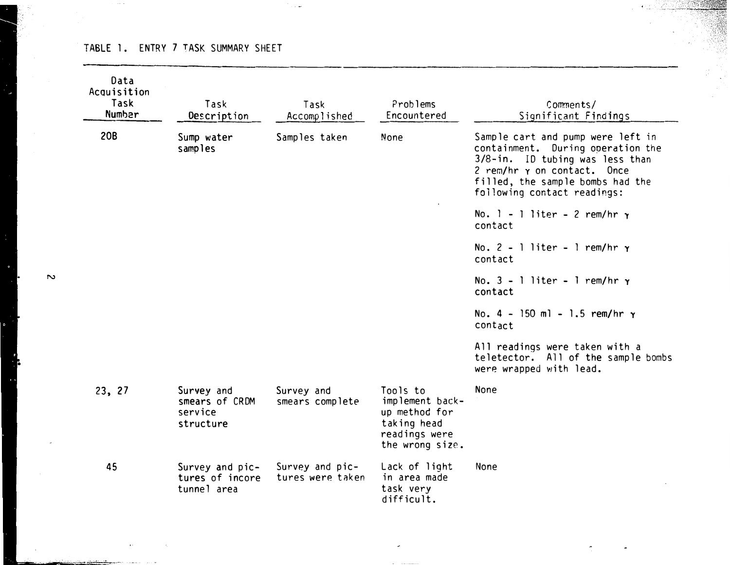TABLE 1. ENTRY 7 TASK SUMMARY SHEET

| Data Acquisition Task Number | Task Description | Task Accomplished | Problems Encountered | Comments/ Significant Findings |
|---|---|---|---|---|
| 20B | Sump water samples | Samples taken | None | Sample cart and pump were left in containment. During operation the 3/8-in. ID tubing was less than 2 rem/hr γ on contact. Once filled, the sample bombs had the following contact readings:<br><br>No. 1 - 1 liter - 2 rem/hr γ contact<br><br>No. 2 - 1 liter - 1 rem/hr γ contact<br><br>No. 3 - 1 liter - 1 rem/hr γ contact<br><br>No. 4 - 150 ml - 1.5 rem/hr γ contact<br><br>All readings were taken with a teletector. All of the sample bombs were wrapped with lead. |
| 23, 27 | Survey and smears of CRDM service structure | Survey and smears complete | Tools to implement back-up method for taking head readings were the wrong size. | None |
| 45 | Survey and pictures of incore tunnel area | Survey and pictures were taken | Lack of light in area made task very difficult. | None |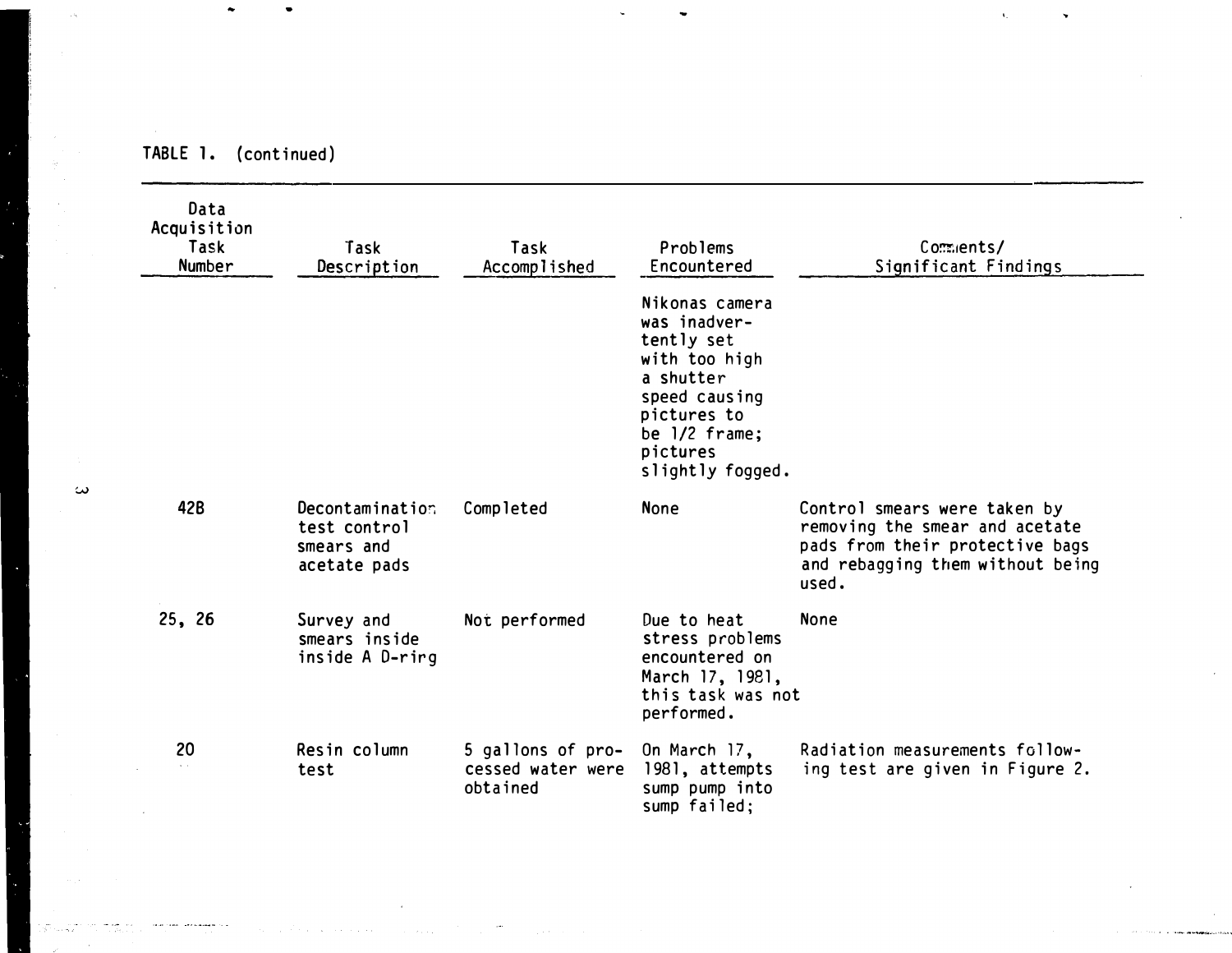TABLE 1. (continued)

| Data Acquisition Task Number | Task Description | Task Accomplished | Problems Encountered | Comments/ Significant Findings |
|---|---|---|---|---|
| | | | Nikonas camera was inadvertently set with too high a shutter speed causing pictures to be 1/2 frame; pictures slightly fogged. | |
| 42B | Decontamination test control smears and acetate pads | Completed | None | Control smears were taken by removing the smear and acetate pads from their protective bags and rebagging them without being used. |
| 25, 26 | Survey and smears inside inside A D-ring | Not performed | Due to heat stress problems encountered on March 17, 1981, this task was not performed. | None |
| 20 | Resin column test | 5 gallons of processed water were obtained | On March 17, 1981, attempts sump pump into sump failed; | Radiation measurements following test are given in Figure 2. |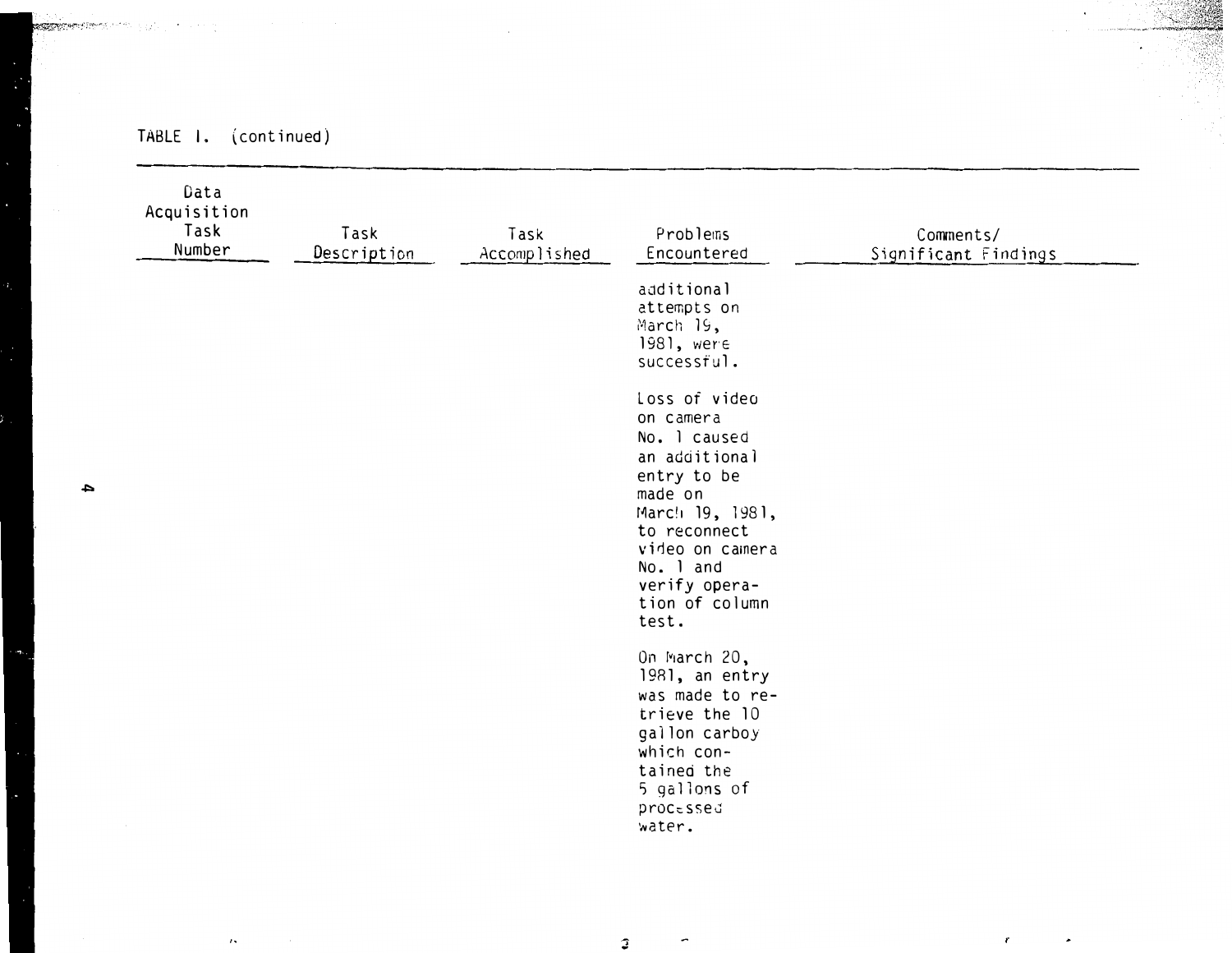TABLE I. (continued)

| Data Acquisition Task Number | Task Description | Task Accomplished | Problems Encountered | Comments/ Significant Findings |
|---|---|---|---|---|
| | | | additional attempts on March 19, 1981, were successful. | |
| | | | Loss of video on camera No. 1 caused an additional entry to be made on March 19, 1981, to reconnect video on camera No. 1 and verify operation of column test. | |
| | | | On March 20, 1981, an entry was made to retrieve the 10 gallon carboy which contained the 5 gallons of processed water. | |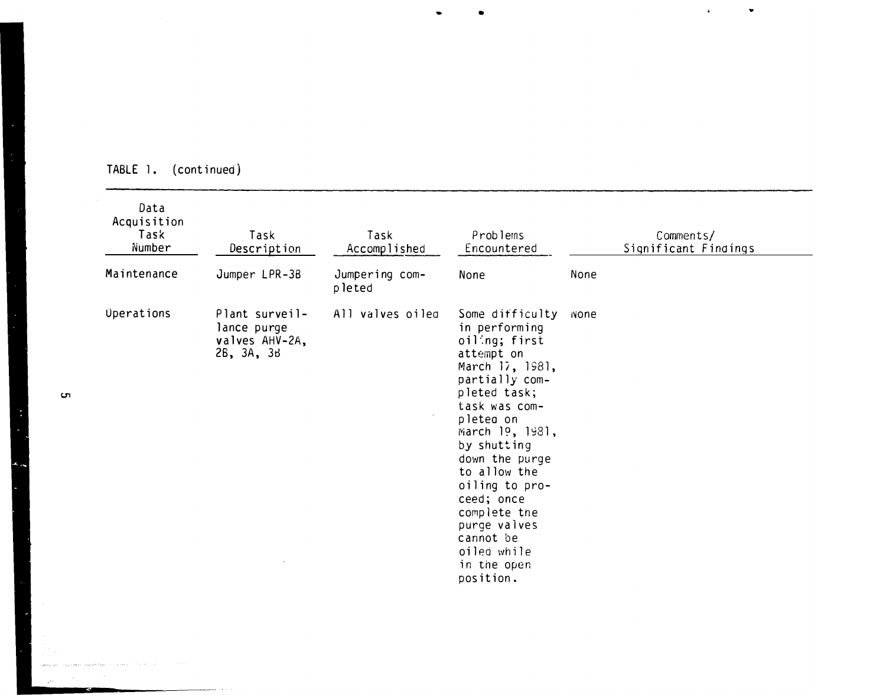TABLE 1. (continued)

| Data Acquisition Task Number | Task Description | Task Accomplished | Problems Encountered | Comments/ Significant Findings |
|---|---|---|---|---|
| Maintenance | Jumper LPR-3B | Jumpering completed | None | None |
| Operations | Plant surveillance purge valves AHV-2A, 2B, 3A, 3B | All valves oiled | Some difficulty in performing oiling; first attempt on March 17, 1981, partially completed task; task was completed on March 19, 1981, by shutting down the purge to allow the oiling to proceed; once complete the purge valves cannot be oiled while in the open position. | None |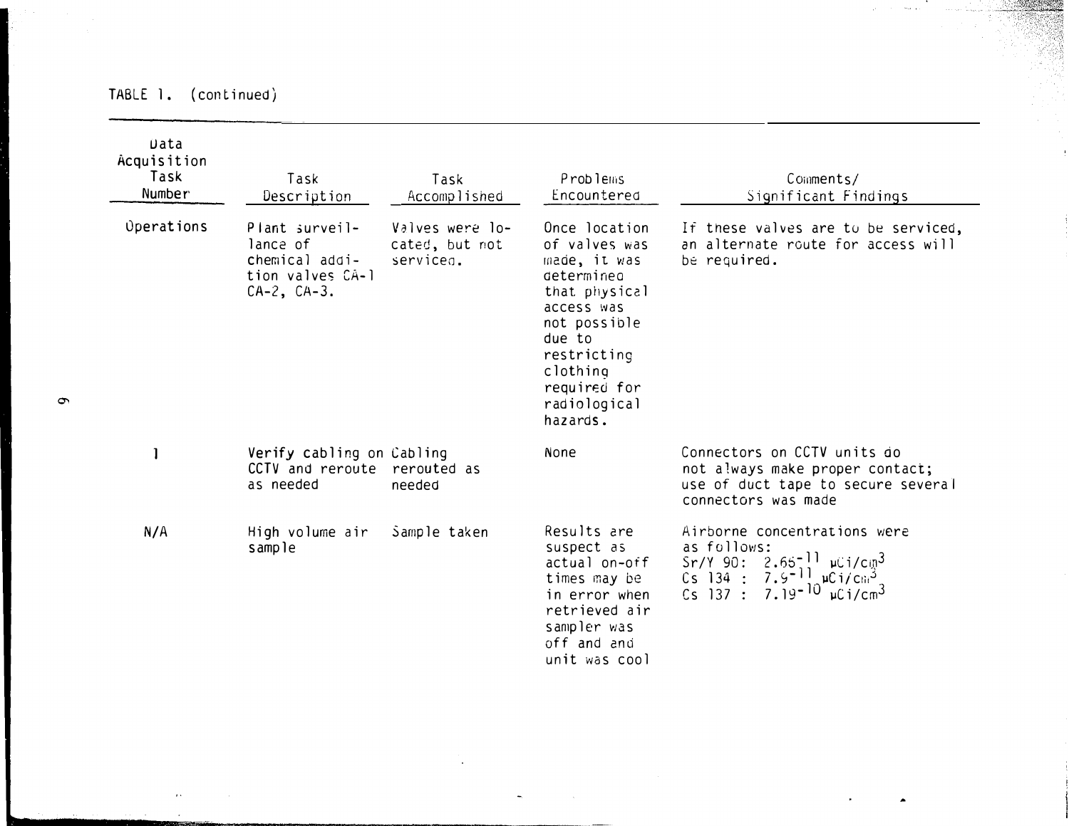TABLE 1. (continued)

| Data Acquisition Task Number | Task Description | Task Accomplished | Problems Encountered | Comments/ Significant Findings |
|---|---|---|---|---|
| Operations | Plant surveillance of chemical addition valves CA-1 CA-2, CA-3. | Valves were located, but not serviced. | Once location of valves was made, it was determined that physical access was not possible due to restricting clothing required for radiological hazards. | If these valves are to be serviced, an alternate route for access will be required. |
| 1 | Verify cabling on CCTV and reroute as needed | Cabling rerouted as needed | None | Connectors on CCTV units do not always make proper contact; use of duct tape to secure several connectors was made |
| N/A | High volume air sample | Sample taken | Results are suspect as actual on-off times may be in error when retrieved air sampler was off and unit was cool | Airborne concentrations were as follows: Sr/Y 90: $2.65^{-11}$ $\mu Ci/cm^3$ Cs 134 : $7.9^{-11}$ $\mu Ci/cm^3$ Cs 137 : $7.19^{-10}$ $\mu Ci/cm^3$ |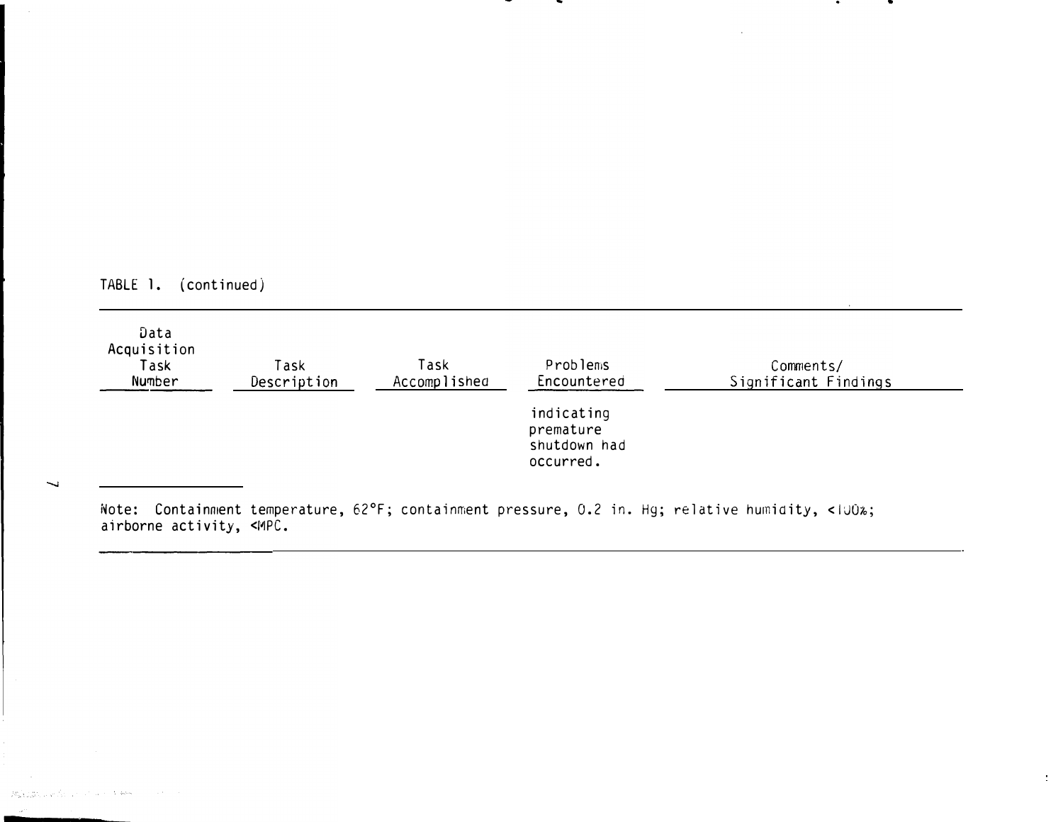TABLE 1. (continued)

| Data Acquisition Task Number | Task Description | Task Accomplished | Problems Encountered | Comments/ Significant Findings |
|---|---|---|---|---|
| | | | indicating premature shutdown had occurred. | |

Note: Containment temperature, 62°F; containment pressure, 0.2 in. Hg; relative humidity, <100%; airborne activity, <MPC.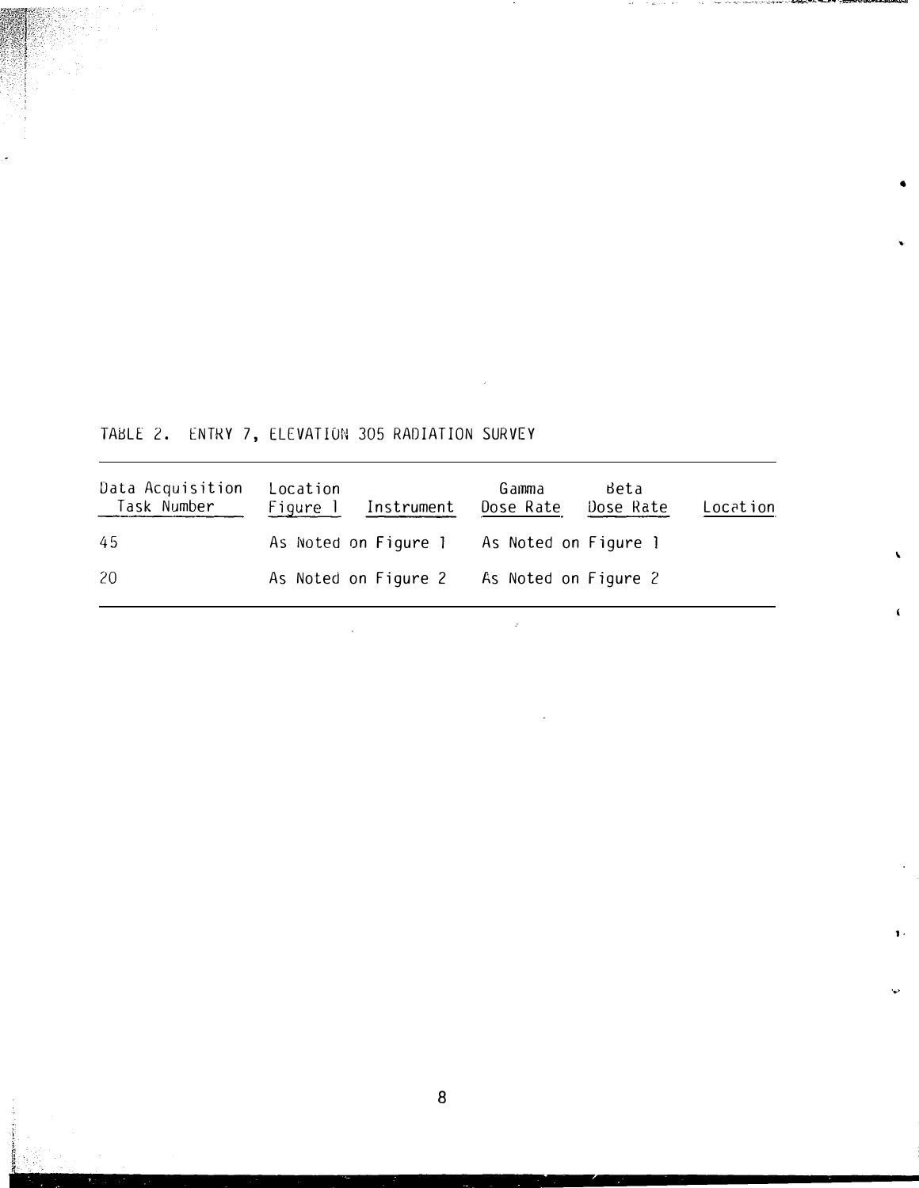TABLE 2. ENTRY 7, ELEVATION 305 RADIATION SURVEY

| Data Acquisition Task Number | Location Figure 1 | Instrument | Gamma Dose Rate | Beta Dose Rate | Location |
|---|---|---|---|---|---|
| 45 | As Noted on Figure 1 | | As Noted on Figure 1 | | |
| 20 | As Noted on Figure 2 | | As Noted on Figure 2 | | |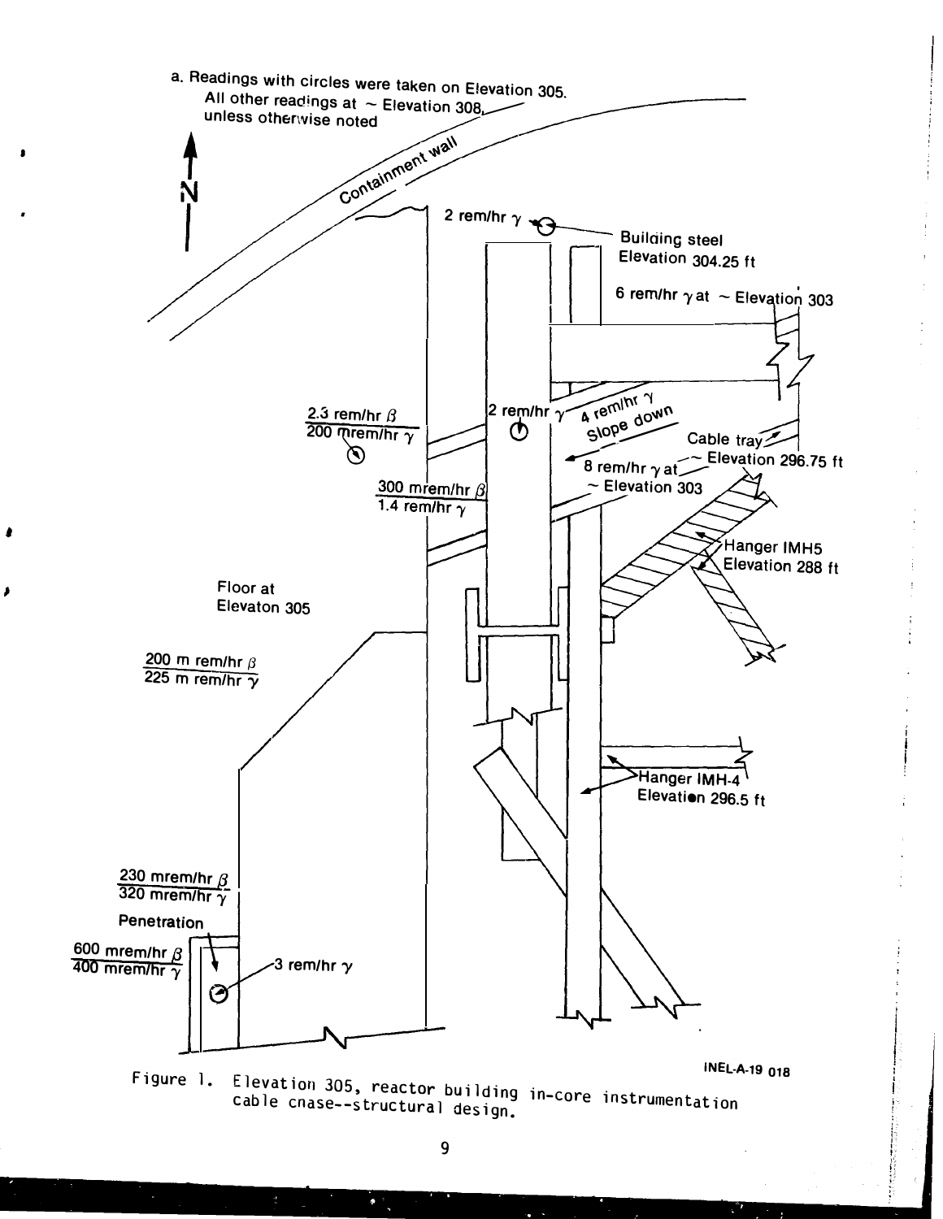a. Readings with circles were taken on Elevation 305. All other readings at ~ Elevation 308, unless otherwise noted

N

Containment wall

2 rem/hr $\gamma$

Building steel Elevation 304.25 ft

6 rem/hr $\gamma$ at ~ Elevation 303

2.3 rem/hr $\beta$ / 200 mrem/hr $\gamma$

2 rem/hr $\gamma$

4 rem/hr $\gamma$ Slope down

Cable tray ~ Elevation 296.75 ft

8 rem/hr $\gamma$ at ~ Elevation 303

300 mrem/hr $\beta$ / 1.4 rem/hr $\gamma$

Hanger IMH5 Elevation 288 ft

Floor at Elevaton 305

200 m rem/hr $\beta$ / 225 m rem/hr $\gamma$

Hanger IMH-4 Elevation 296.5 ft

230 mrem/hr $\beta$ / 320 mrem/hr $\gamma$

Penetration

600 mrem/hr $\beta$ / 400 mrem/hr $\gamma$

3 rem/hr $\gamma$

INEL-A-19 018

Figure 1. Elevation 305, reactor building in-core instrumentation cable cnase--structural design.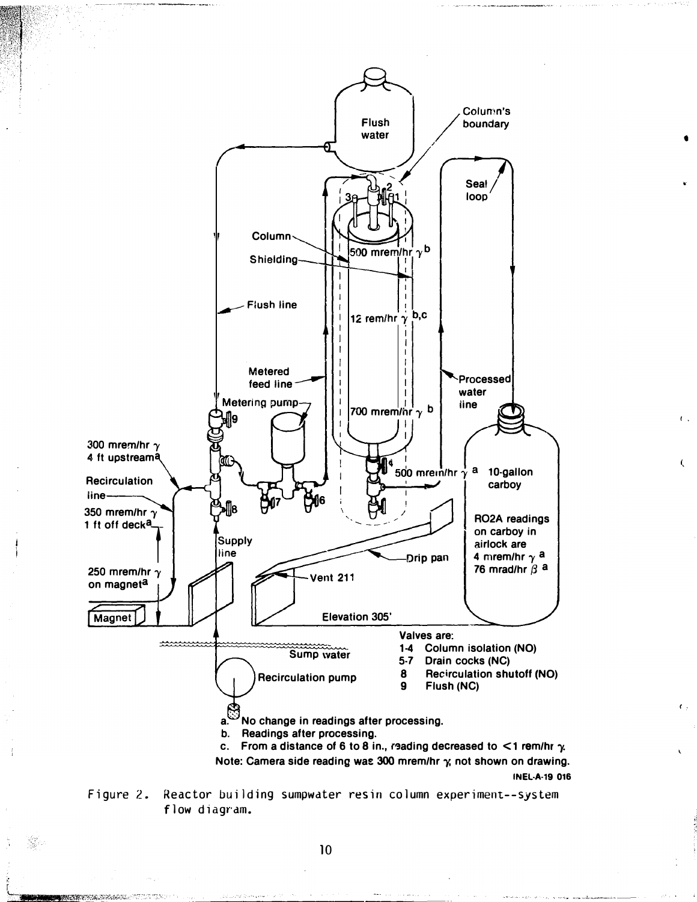Figure 2. Reactor building sumpwater resin column experiment--system flow diagram.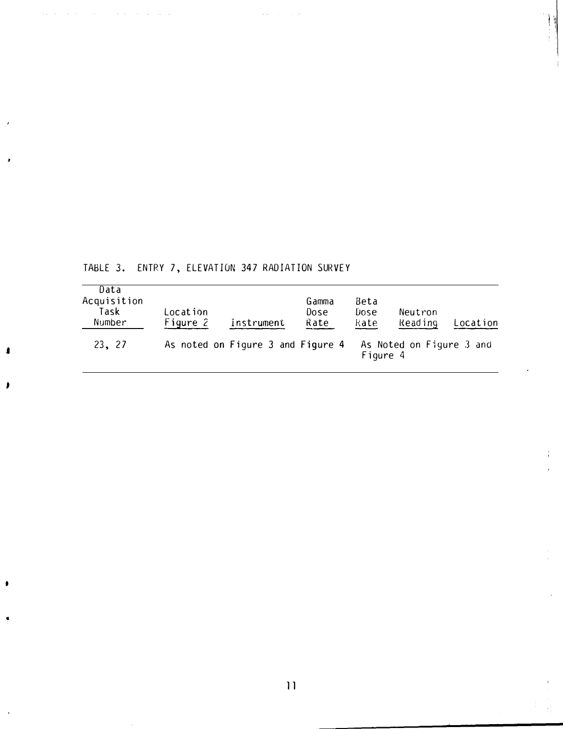TABLE 3. ENTRY 7, ELEVATION 347 RADIATION SURVEY

| Data Acquisition Task Number | Location Figure 2 | Instrument | Gamma Dose Rate | Beta Dose Rate | Neutron Reading | Location |
|---|---|---|---|---|---|---|
| 23, 27 | As noted on Figure 3 and Figure 4 | | | As Noted on Figure 3 and Figure 4 | | |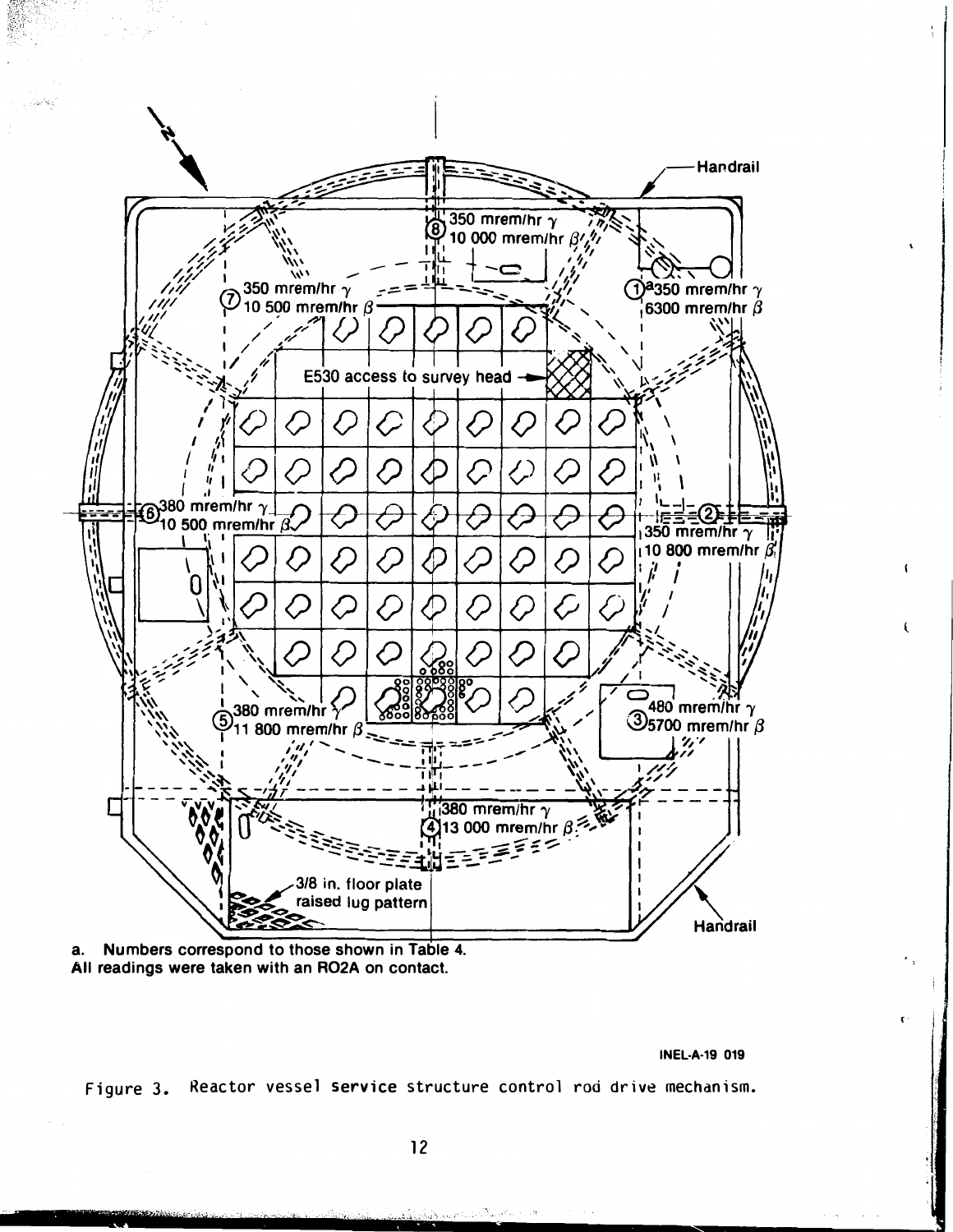N

Handrail

8 350 mrem/hr $\gamma$
10 000 mrem/hr $\beta$

7 350 mrem/hr $\gamma$
10 500 mrem/hr $\beta$

1[a] 350 mrem/hr $\gamma$
6300 mrem/hr $\beta$

E530 access to survey head

6 380 mrem/hr $\gamma$
10 500 mrem/hr $\beta$

2 350 mrem/hr $\gamma$
10 800 mrem/hr $\beta$

5 380 mrem/hr $\gamma$
11 800 mrem/hr $\beta$

3 480 mrem/hr $\gamma$
5700 mrem/hr $\beta$

4 380 mrem/hr $\gamma$
13 000 mrem/hr $\beta$

3/8 in. floor plate raised lug pattern

Handrail

**a. Numbers correspond to those shown in Table 4.**
**All readings were taken with an RO2A on contact.**

INEL-A-19 019

Figure 3. Reactor vessel service structure control rod drive mechanism.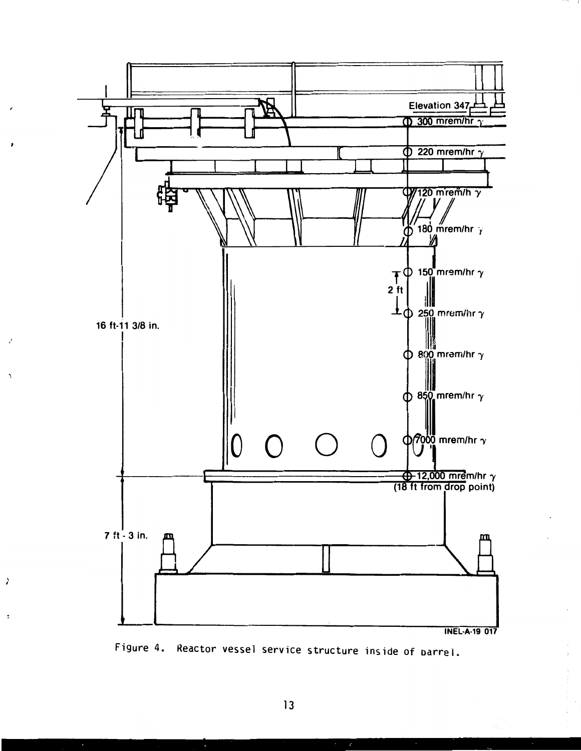Elevation 347

300 mrem/hr γ

220 mrem/hr γ

120 mrem/h γ

180 mrem/hr γ

150 mrem/hr γ

2 ft

250 mrem/hr γ

16 ft-11 3/8 in.

800 mrem/hr γ

850 mrem/hr γ

7000 mrem/hr γ

12,000 mrem/hr γ
(18 ft from drop point)

7 ft - 3 in.

INEL-A-19 017

Figure 4. Reactor vessel service structure inside of barrel.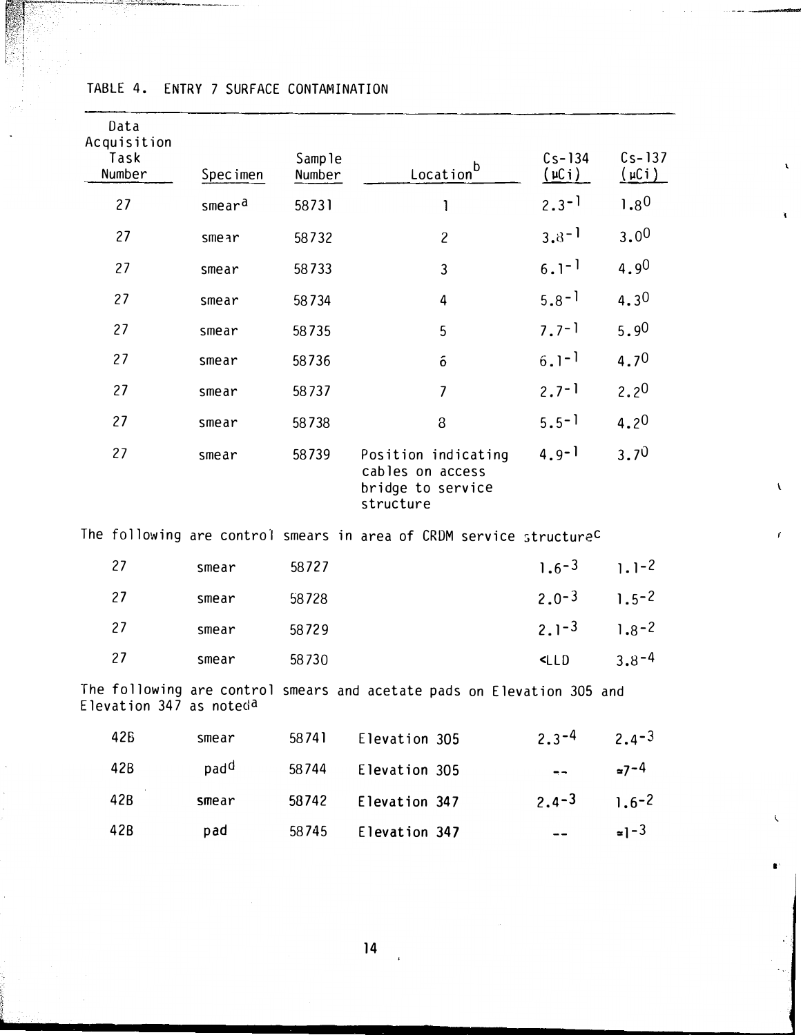TABLE 4. ENTRY 7 SURFACE CONTAMINATION

| Data Acquisition Task Number | Specimen | Sample Number | Location[b] | Cs-134 (μCi) | Cs-137 (μCi) |
|---|---|---|---|---|---|
| 27 | smear[a] | 58731 | 1 | $2.3^{-1}$ | $1.8^{0}$ |
| 27 | smear | 58732 | 2 | $3.8^{-1}$ | $3.0^{0}$ |
| 27 | smear | 58733 | 3 | $6.1^{-1}$ | $4.9^{0}$ |
| 27 | smear | 58734 | 4 | $5.8^{-1}$ | $4.3^{0}$ |
| 27 | smear | 58735 | 5 | $7.7^{-1}$ | $5.9^{0}$ |
| 27 | smear | 58736 | 6 | $6.1^{-1}$ | $4.7^{0}$ |
| 27 | smear | 58737 | 7 | $2.7^{-1}$ | $2.2^{0}$ |
| 27 | smear | 58738 | 8 | $5.5^{-1}$ | $4.2^{0}$ |
| 27 | smear | 58739 | Position indicating cables on access bridge to service structure | $4.9^{-1}$ | $3.7^{0}$ |
| The following are control smears in area of CRDM service structure[c] | | | | | |
| 27 | smear | 58727 | | $1.6^{-3}$ | $1.1^{-2}$ |
| 27 | smear | 58728 | | $2.0^{-3}$ | $1.5^{-2}$ |
| 27 | smear | 58729 | | $2.1^{-3}$ | $1.8^{-2}$ |
| 27 | smear | 58730 | | <LLD | $3.8^{-4}$ |
| The following are control smears and acetate pads on Elevation 305 and Elevation 347 as noted[a] | | | | | |
| 42B | smear | 58741 | Elevation 305 | $2.3^{-4}$ | $2.4^{-3}$ |
| 42B | pad[d] | 58744 | Elevation 305 | -- | $\approx 7^{-4}$ |
| 42B | smear | 58742 | Elevation 347 | $2.4^{-3}$ | $1.6^{-2}$ |
| 42B | pad | 58745 | Elevation 347 | -- | $\approx 1^{-3}$ |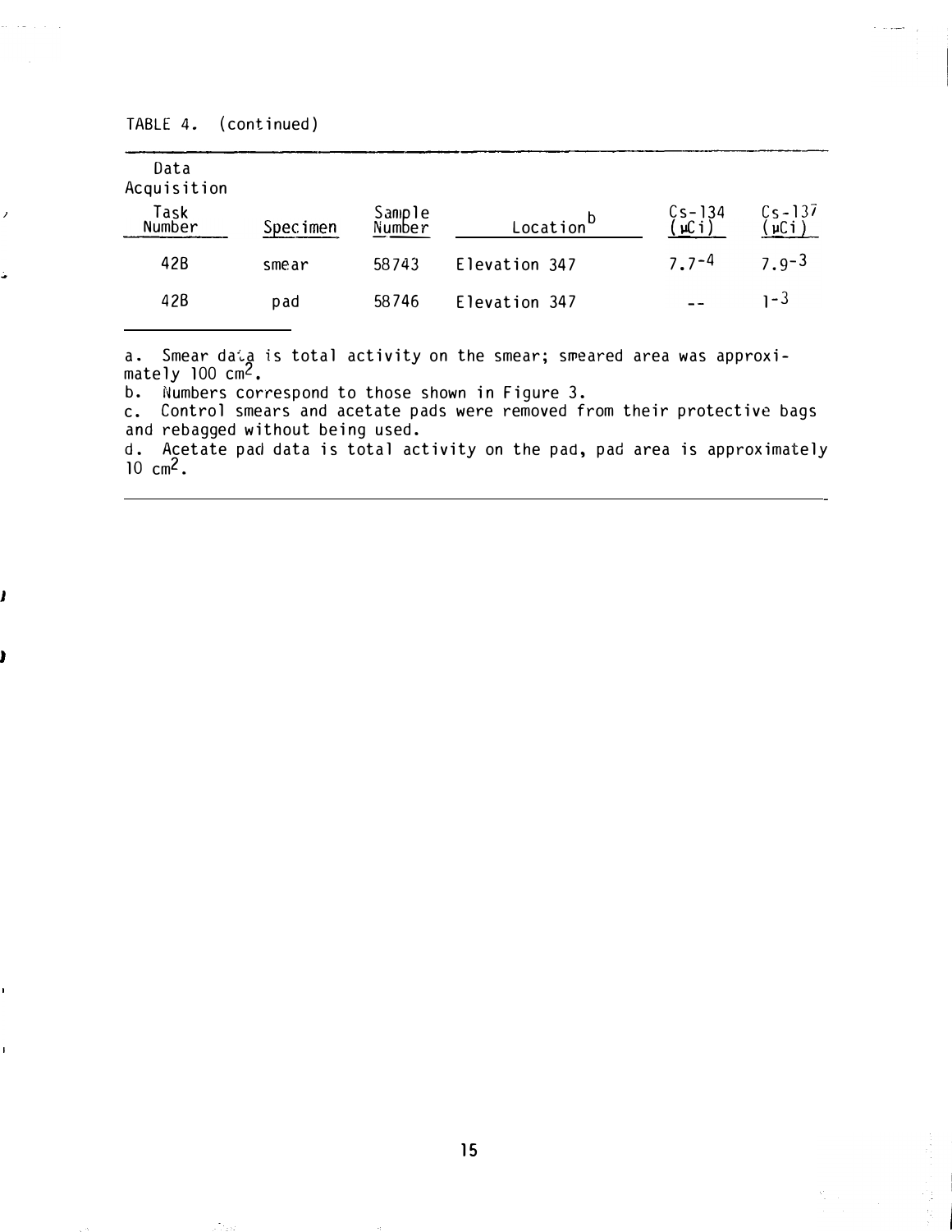TABLE 4. (continued)

| Data Acquisition Task Number | Specimen | Sample Number | Location[b] | Cs-134 (μCi) | Cs-137 (μCi) |
|---|---|---|---|---|---|
| 42B | smear | 58743 | Elevation 347 | $7.7^{-4}$ | $7.9^{-3}$ |
| 42B | pad | 58746 | Elevation 347 | -- | $1^{-3}$ |

a. Smear data is total activity on the smear; smeared area was approximately 100 $cm^2$.

b. Numbers correspond to those shown in Figure 3.

c. Control smears and acetate pads were removed from their protective bags and rebagged without being used.

d. Acetate pad data is total activity on the pad, pad area is approximately 10 $cm^2$.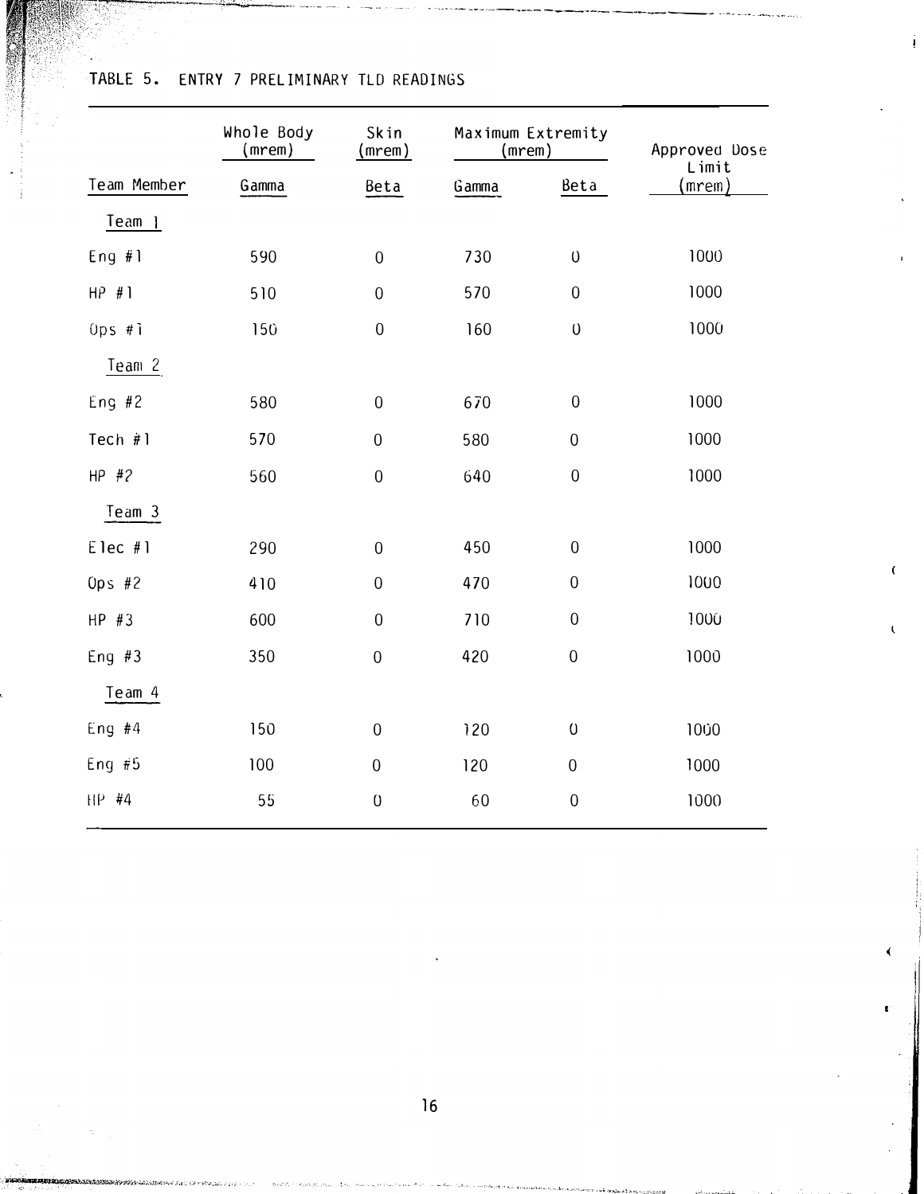TABLE 5. ENTRY 7 PRELIMINARY TLD READINGS

| | Whole Body (mrem) | Skin (mrem) | Maximum Extremity (mrem) | | Approved Dose Limit |
|---|---|---|---|---|---|
| Team Member | Gamma | Beta | Gamma | Beta | (mrem) |
| Team 1 | | | | | |
| Eng #1 | 590 | 0 | 730 | 0 | 1000 |
| HP #1 | 510 | 0 | 570 | 0 | 1000 |
| Ops #1 | 150 | 0 | 160 | 0 | 1000 |
| Team 2 | | | | | |
| Eng #2 | 580 | 0 | 670 | 0 | 1000 |
| Tech #1 | 570 | 0 | 580 | 0 | 1000 |
| HP #2 | 560 | 0 | 640 | 0 | 1000 |
| Team 3 | | | | | |
| Elec #1 | 290 | 0 | 450 | 0 | 1000 |
| Ops #2 | 410 | 0 | 470 | 0 | 1000 |
| HP #3 | 600 | 0 | 710 | 0 | 1000 |
| Eng #3 | 350 | 0 | 420 | 0 | 1000 |
| Team 4 | | | | | |
| Eng #4 | 150 | 0 | 120 | 0 | 1000 |
| Eng #5 | 100 | 0 | 120 | 0 | 1000 |
| HP #4 | 55 | 0 | 60 | 0 | 1000 |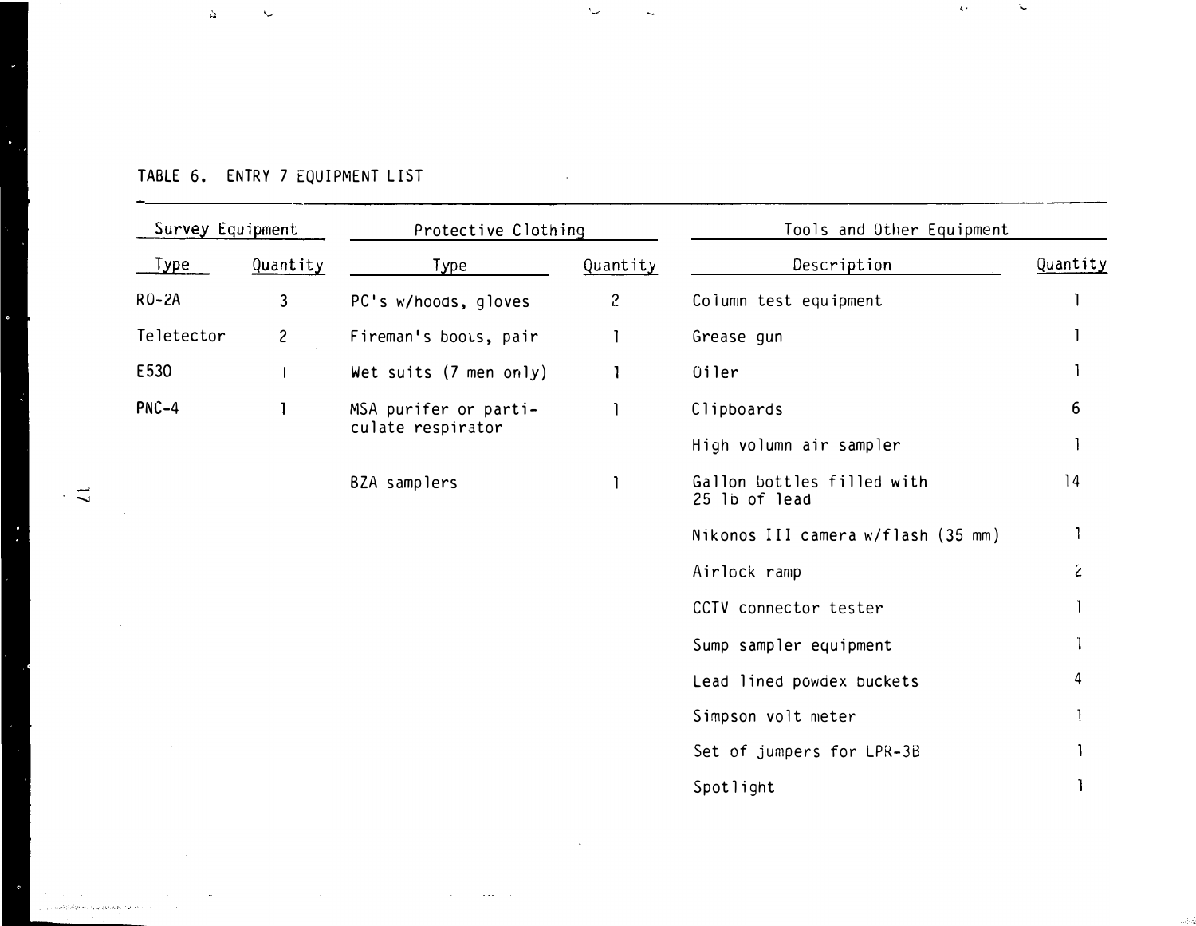TABLE 6. ENTRY 7 EQUIPMENT LIST

| Survey Equipment | | Protective Clothing | | Tools and Other Equipment | |
|---|---|---|---|---|---|
| Type | Quantity | Type | Quantity | Description | Quantity |
| RO-2A | 3 | PC's w/hoods, gloves | 2 | Column test equipment | 1 |
| Teletector | 2 | Fireman's boots, pair | 1 | Grease gun | 1 |
| E530 | 1 | Wet suits (7 men only) | 1 | Oiler | 1 |
| PNC-4 | 1 | MSA purifer or particulate respirator | 1 | Clipboards | 6 |
| | | | | High volumn air sampler | 1 |
| | | BZA samplers | 1 | Gallon bottles filled with 25 lb of lead | 14 |
| | | | | Nikonos III camera w/flash (35 mm) | 1 |
| | | | | Airlock ramp | 2 |
| | | | | CCTV connector tester | 1 |
| | | | | Sump sampler equipment | 1 |
| | | | | Lead lined powdex buckets | 4 |
| | | | | Simpson volt meter | 1 |
| | | | | Set of jumpers for LPR-3B | 1 |
| | | | | Spotlight | 1 |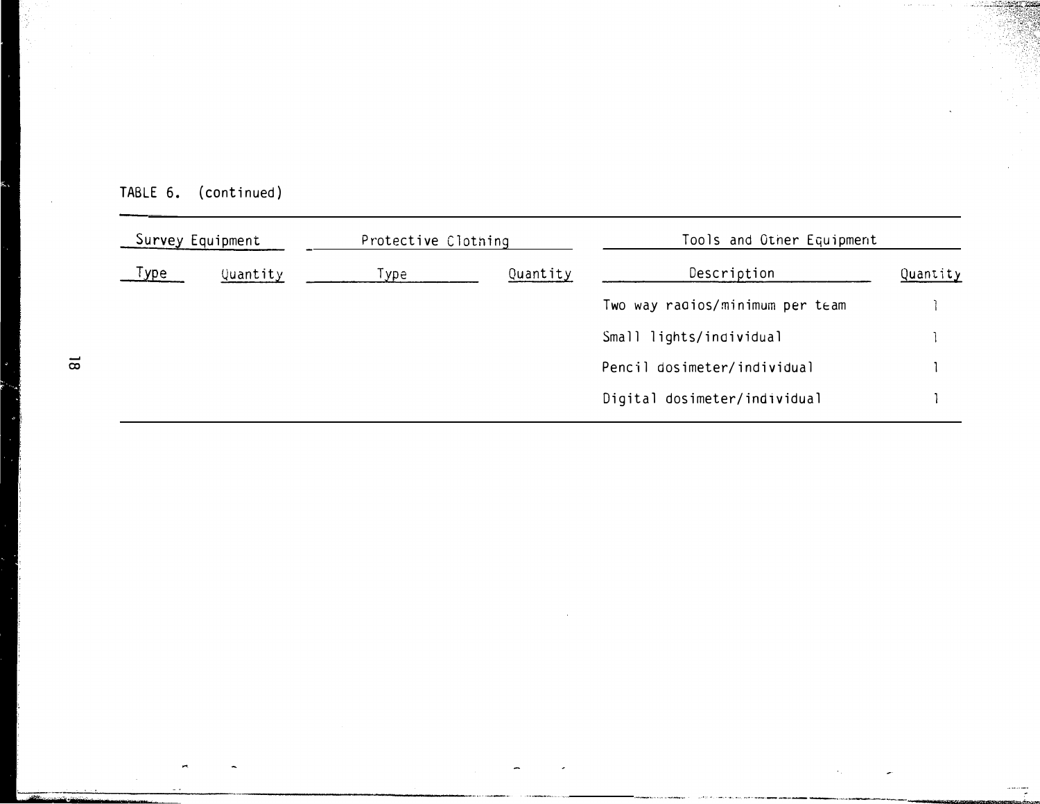TABLE 6. (continued)

| Survey Equipment | | Protective Clothing | | Tools and Other Equipment | |
|---|---|---|---|---|---|
| Type | Quantity | Type | Quantity | Description | Quantity |
| | | | | Two way radios/minimum per team | 1 |
| | | | | Small lights/individual | 1 |
| | | | | Pencil dosimeter/individual | 1 |
| | | | | Digital dosimeter/individual | 1 |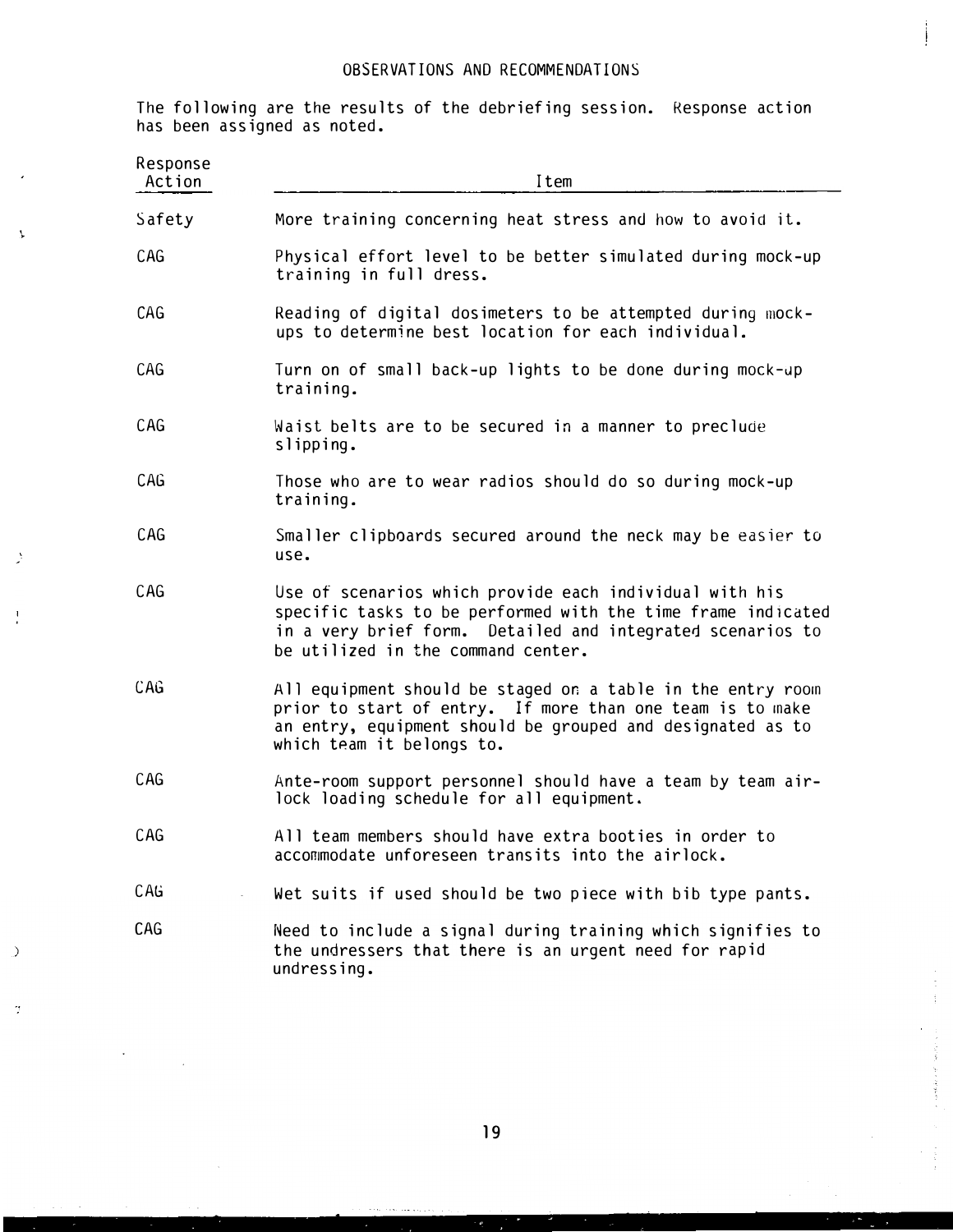# OBSERVATIONS AND RECOMMENDATIONS

The following are the results of the debriefing session. Response action has been assigned as noted.

| Response Action | Item |
|---|---|
| Safety | More training concerning heat stress and how to avoid it. |
| CAG | Physical effort level to be better simulated during mock-up training in full dress. |
| CAG | Reading of digital dosimeters to be attempted during mock-ups to determine best location for each individual. |
| CAG | Turn on of small back-up lights to be done during mock-up training. |
| CAG | Waist belts are to be secured in a manner to preclude slipping. |
| CAG | Those who are to wear radios should do so during mock-up training. |
| CAG | Smaller clipboards secured around the neck may be easier to use. |
| CAG | Use of scenarios which provide each individual with his specific tasks to be performed with the time frame indicated in a very brief form. Detailed and integrated scenarios to be utilized in the command center. |
| CAG | All equipment should be staged on a table in the entry room prior to start of entry. If more than one team is to make an entry, equipment should be grouped and designated as to which team it belongs to. |
| CAG | Ante-room support personnel should have a team by team air-lock loading schedule for all equipment. |
| CAG | All team members should have extra booties in order to accommodate unforeseen transits into the airlock. |
| CAG | Wet suits if used should be two piece with bib type pants. |
| CAG | Need to include a signal during training which signifies to the undressers that there is an urgent need for rapid undressing. |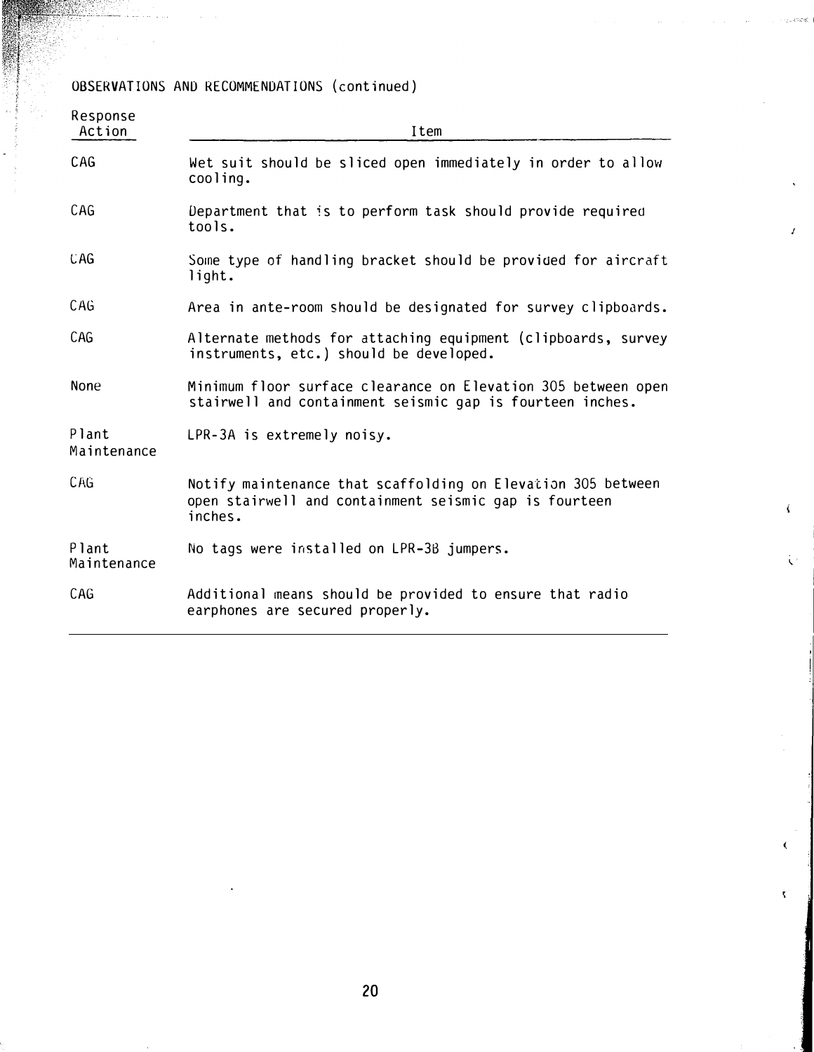OBSERVATIONS AND RECOMMENDATIONS (continued)

| Response Action | Item |
|---|---|
| CAG | Wet suit should be sliced open immediately in order to allow cooling. |
| CAG | Department that is to perform task should provide required tools. |
| CAG | Some type of handling bracket should be provided for aircraft light. |
| CAG | Area in ante-room should be designated for survey clipboards. |
| CAG | Alternate methods for attaching equipment (clipboards, survey instruments, etc.) should be developed. |
| None | Minimum floor surface clearance on Elevation 305 between open stairwell and containment seismic gap is fourteen inches. |
| Plant Maintenance | LPR-3A is extremely noisy. |
| CAG | Notify maintenance that scaffolding on Elevation 305 between open stairwell and containment seismic gap is fourteen inches. |
| Plant Maintenance | No tags were installed on LPR-3B jumpers. |
| CAG | Additional means should be provided to ensure that radio earphones are secured properly. |